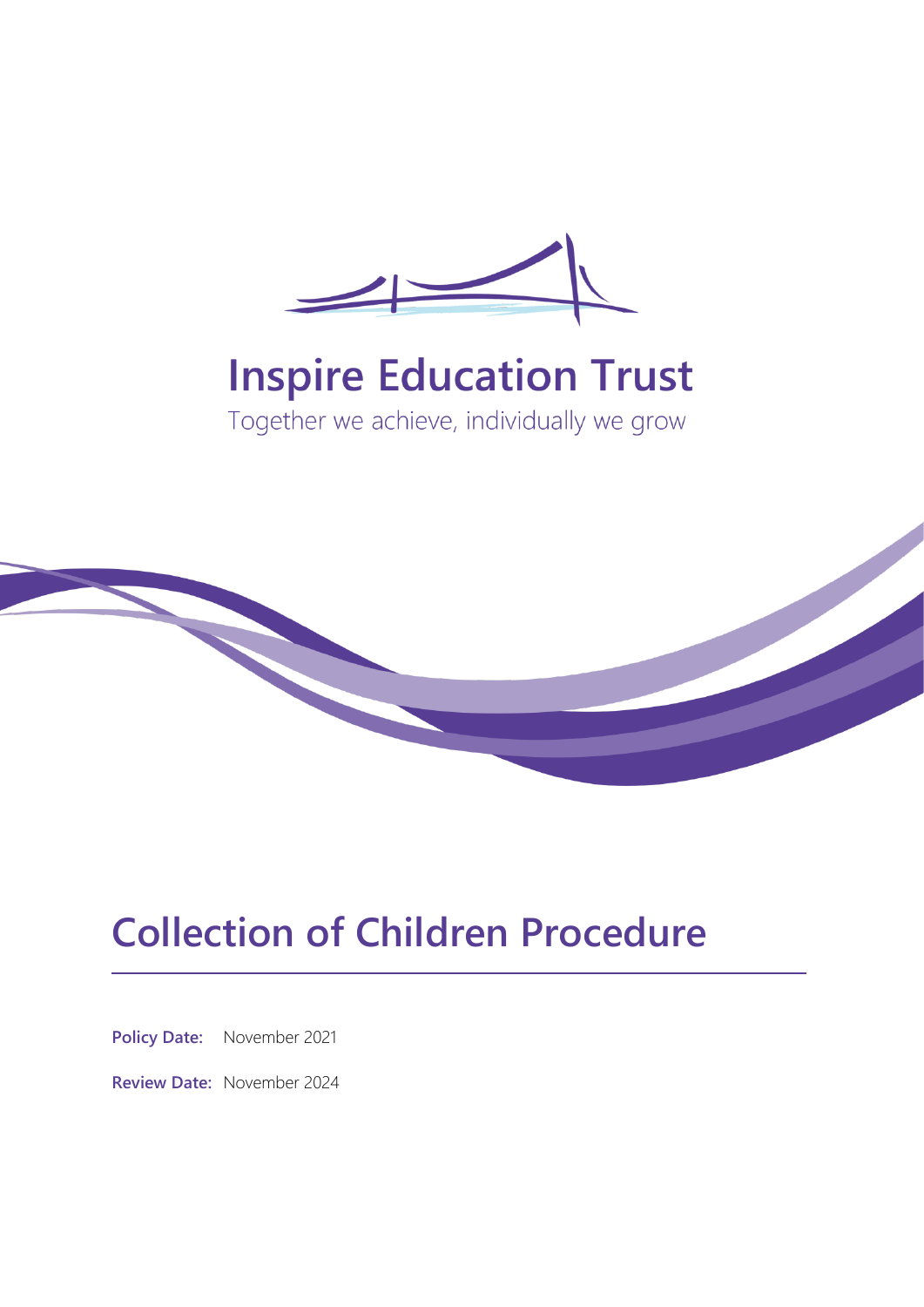Inspire Education Trust

Together we achieve, individually we grow

# Collection of Children Procedure

**Policy Date:** November 2021

**Review Date:** November 2024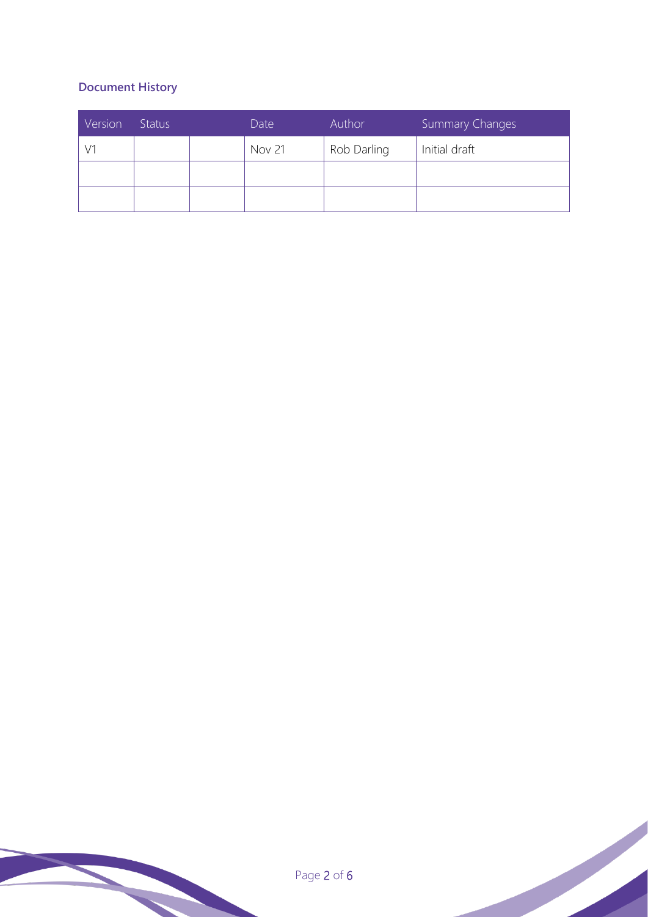### Document History

| Version | Status | | Date | Author | Summary Changes |
|---|---|---|---|---|---|
| V1 | | | Nov 21 | Rob Darling | Initial draft |
| | | | | | |
| | | | | | |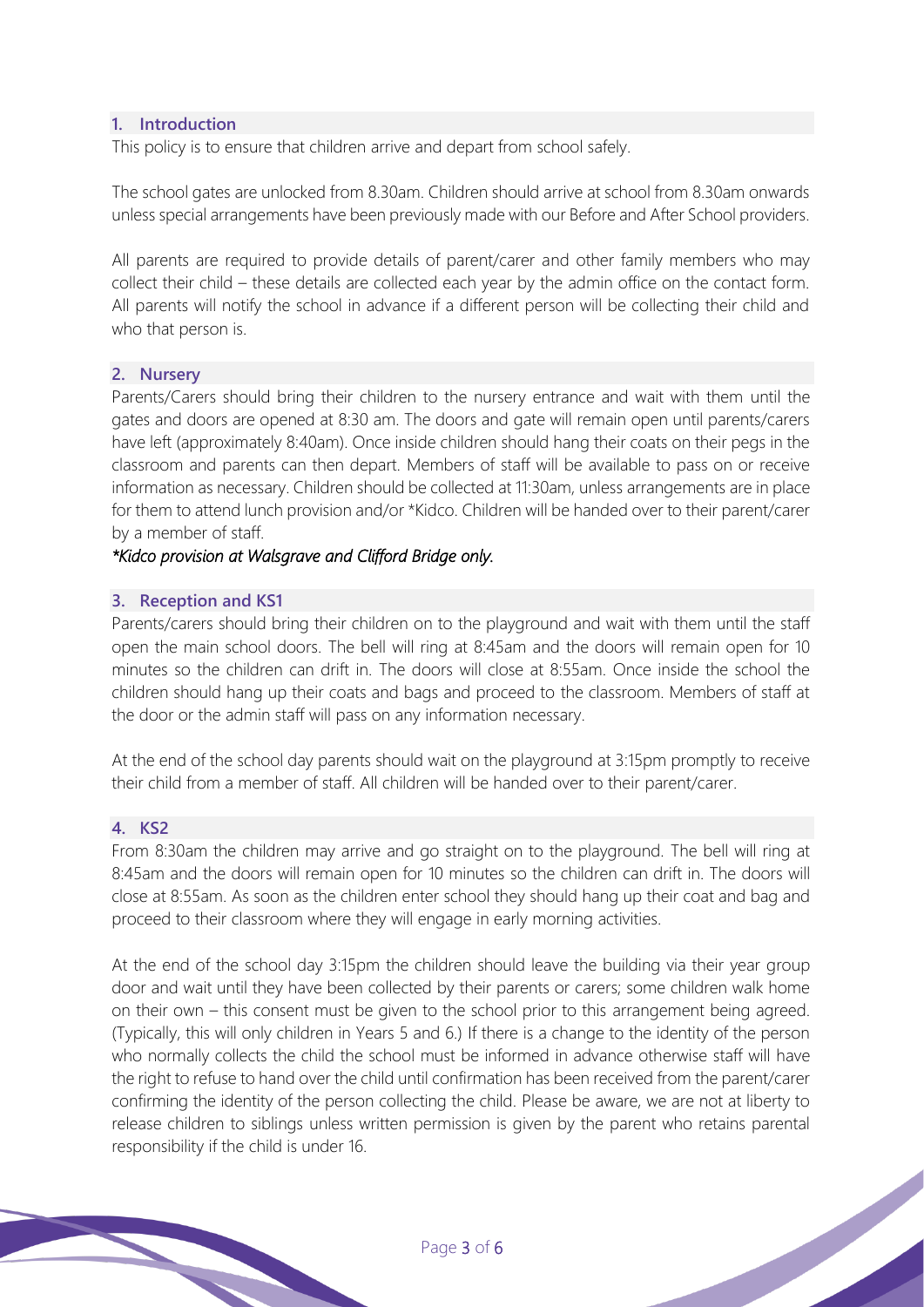## 1. Introduction

This policy is to ensure that children arrive and depart from school safely.

The school gates are unlocked from 8.30am. Children should arrive at school from 8.30am onwards unless special arrangements have been previously made with our Before and After School providers.

All parents are required to provide details of parent/carer and other family members who may collect their child – these details are collected each year by the admin office on the contact form. All parents will notify the school in advance if a different person will be collecting their child and who that person is.

## 2. Nursery

Parents/Carers should bring their children to the nursery entrance and wait with them until the gates and doors are opened at 8:30 am. The doors and gate will remain open until parents/carers have left (approximately 8:40am). Once inside children should hang their coats on their pegs in the classroom and parents can then depart. Members of staff will be available to pass on or receive information as necessary. Children should be collected at 11:30am, unless arrangements are in place for them to attend lunch provision and/or *Kidco. Children will be handed over to their parent/carer by a member of staff.

*\*Kidco provision at Walsgrave and Clifford Bridge only.*

## 3. Reception and KS1

Parents/carers should bring their children on to the playground and wait with them until the staff open the main school doors. The bell will ring at 8:45am and the doors will remain open for 10 minutes so the children can drift in. The doors will close at 8:55am. Once inside the school the children should hang up their coats and bags and proceed to the classroom. Members of staff at the door or the admin staff will pass on any information necessary.

At the end of the school day parents should wait on the playground at 3:15pm promptly to receive their child from a member of staff. All children will be handed over to their parent/carer.

## 4. KS2

From 8:30am the children may arrive and go straight on to the playground. The bell will ring at 8:45am and the doors will remain open for 10 minutes so the children can drift in. The doors will close at 8:55am. As soon as the children enter school they should hang up their coat and bag and proceed to their classroom where they will engage in early morning activities.

At the end of the school day 3:15pm the children should leave the building via their year group door and wait until they have been collected by their parents or carers; some children walk home on their own – this consent must be given to the school prior to this arrangement being agreed. (Typically, this will only children in Years 5 and 6.) If there is a change to the identity of the person who normally collects the child the school must be informed in advance otherwise staff will have the right to refuse to hand over the child until confirmation has been received from the parent/carer confirming the identity of the person collecting the child. Please be aware, we are not at liberty to release children to siblings unless written permission is given by the parent who retains parental responsibility if the child is under 16.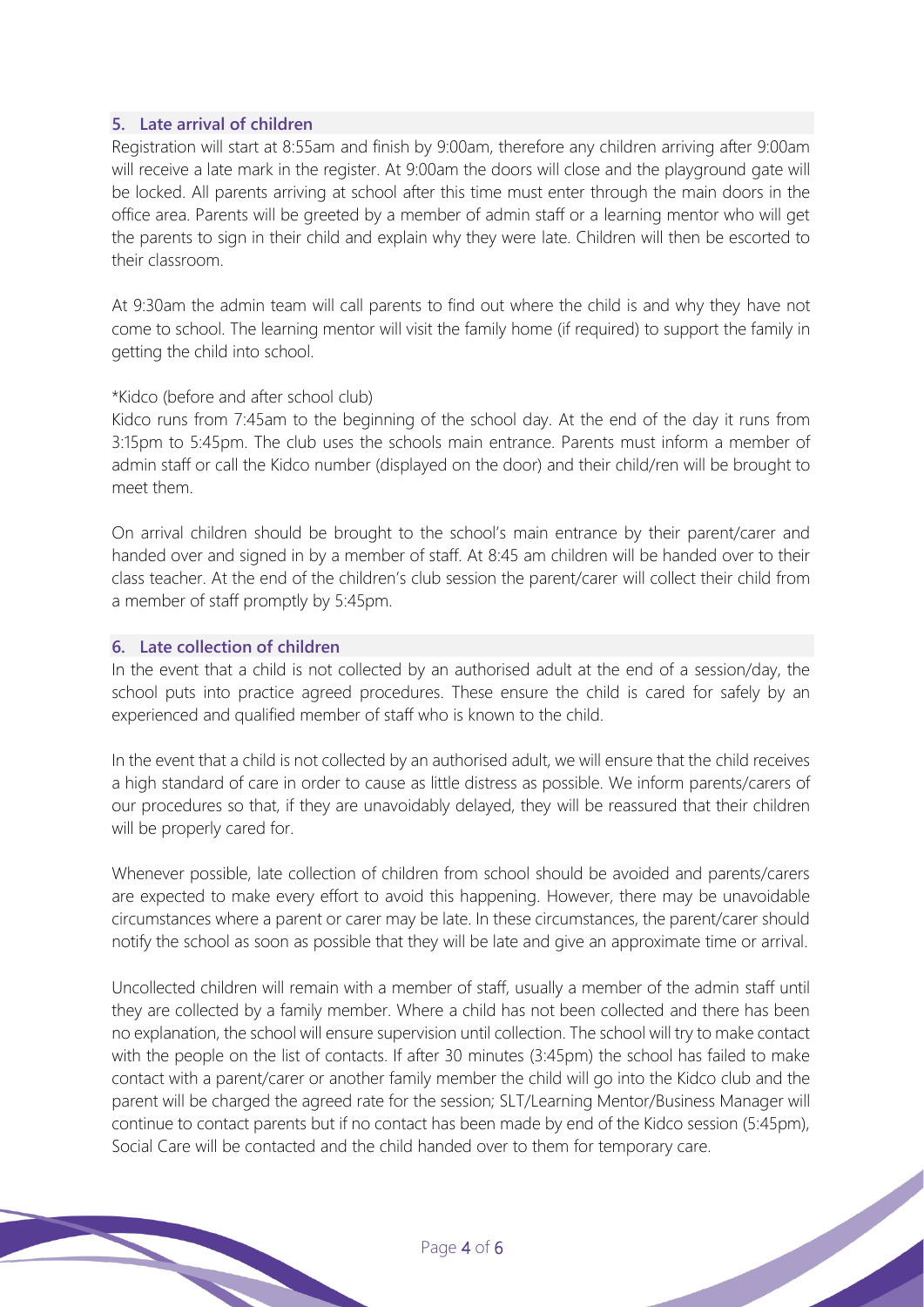## 5. Late arrival of children

Registration will start at 8:55am and finish by 9:00am, therefore any children arriving after 9:00am will receive a late mark in the register. At 9:00am the doors will close and the playground gate will be locked. All parents arriving at school after this time must enter through the main doors in the office area. Parents will be greeted by a member of admin staff or a learning mentor who will get the parents to sign in their child and explain why they were late. Children will then be escorted to their classroom.

At 9:30am the admin team will call parents to find out where the child is and why they have not come to school. The learning mentor will visit the family home (if required) to support the family in getting the child into school.

*Kidco (before and after school club)

Kidco runs from 7:45am to the beginning of the school day. At the end of the day it runs from 3:15pm to 5:45pm. The club uses the schools main entrance. Parents must inform a member of admin staff or call the Kidco number (displayed on the door) and their child/ren will be brought to meet them.

On arrival children should be brought to the school's main entrance by their parent/carer and handed over and signed in by a member of staff. At 8:45 am children will be handed over to their class teacher. At the end of the children's club session the parent/carer will collect their child from a member of staff promptly by 5:45pm.

## 6. Late collection of children

In the event that a child is not collected by an authorised adult at the end of a session/day, the school puts into practice agreed procedures. These ensure the child is cared for safely by an experienced and qualified member of staff who is known to the child.

In the event that a child is not collected by an authorised adult, we will ensure that the child receives a high standard of care in order to cause as little distress as possible. We inform parents/carers of our procedures so that, if they are unavoidably delayed, they will be reassured that their children will be properly cared for.

Whenever possible, late collection of children from school should be avoided and parents/carers are expected to make every effort to avoid this happening. However, there may be unavoidable circumstances where a parent or carer may be late. In these circumstances, the parent/carer should notify the school as soon as possible that they will be late and give an approximate time or arrival.

Uncollected children will remain with a member of staff, usually a member of the admin staff until they are collected by a family member. Where a child has not been collected and there has been no explanation, the school will ensure supervision until collection. The school will try to make contact with the people on the list of contacts. If after 30 minutes (3:45pm) the school has failed to make contact with a parent/carer or another family member the child will go into the Kidco club and the parent will be charged the agreed rate for the session; SLT/Learning Mentor/Business Manager will continue to contact parents but if no contact has been made by end of the Kidco session (5:45pm), Social Care will be contacted and the child handed over to them for temporary care.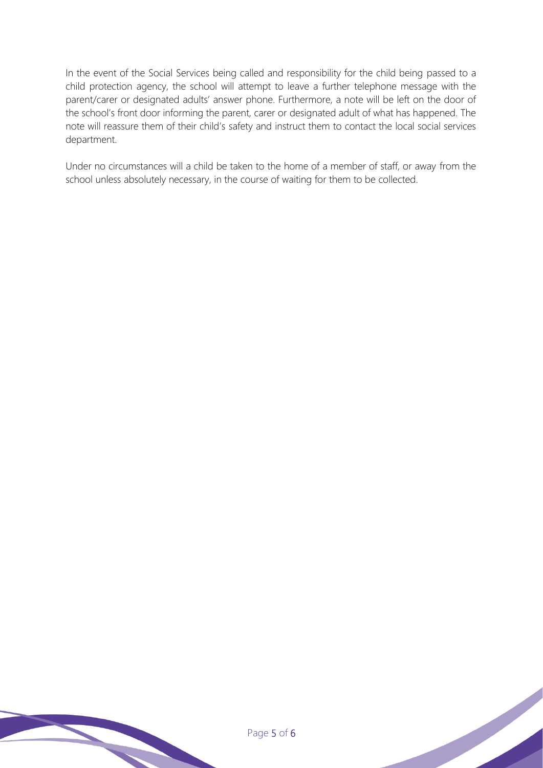In the event of the Social Services being called and responsibility for the child being passed to a child protection agency, the school will attempt to leave a further telephone message with the parent/carer or designated adults' answer phone. Furthermore, a note will be left on the door of the school's front door informing the parent, carer or designated adult of what has happened. The note will reassure them of their child's safety and instruct them to contact the local social services department.

Under no circumstances will a child be taken to the home of a member of staff, or away from the school unless absolutely necessary, in the course of waiting for them to be collected.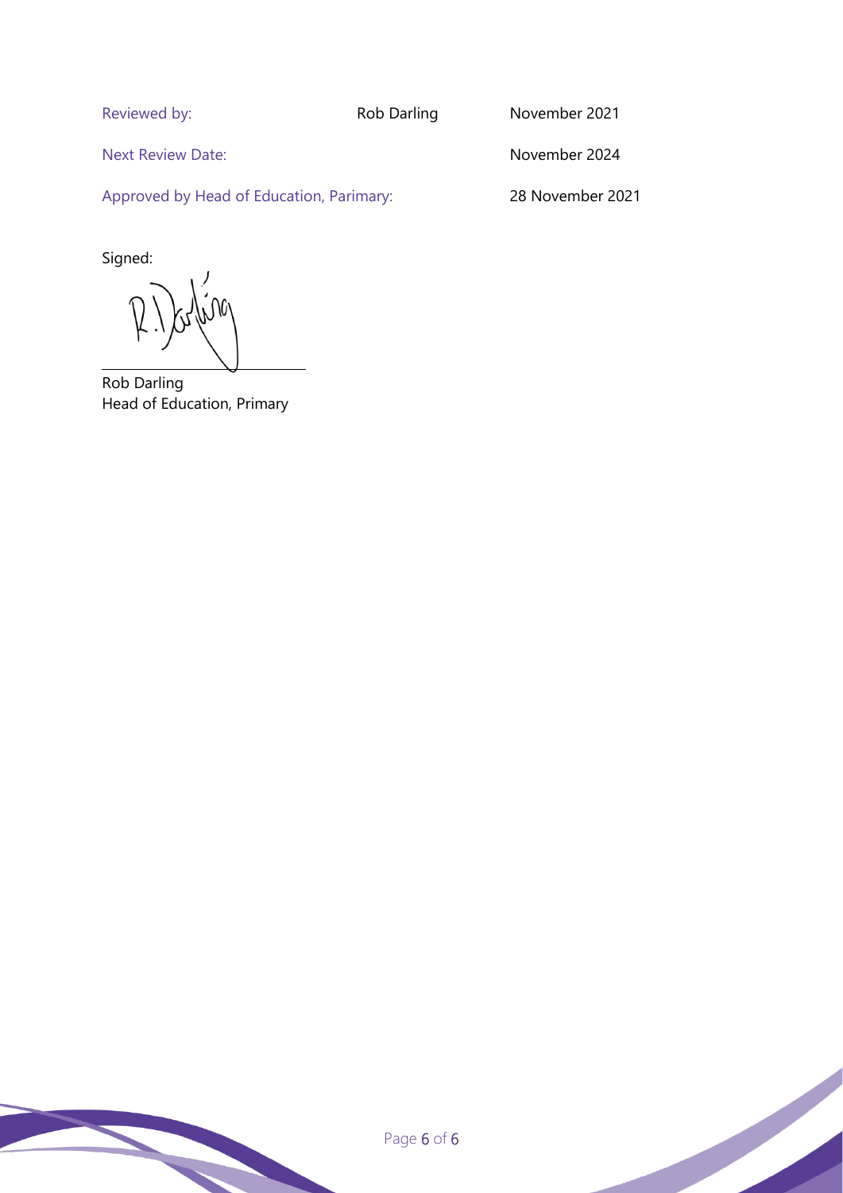| | | |
|---|---|---|
| Reviewed by: | Rob Darling | November 2021 |
| Next Review Date: | | November 2024 |
| Approved by Head of Education, Parimary: | | 28 November 2021 |

Signed:

Rob Darling
Head of Education, Primary